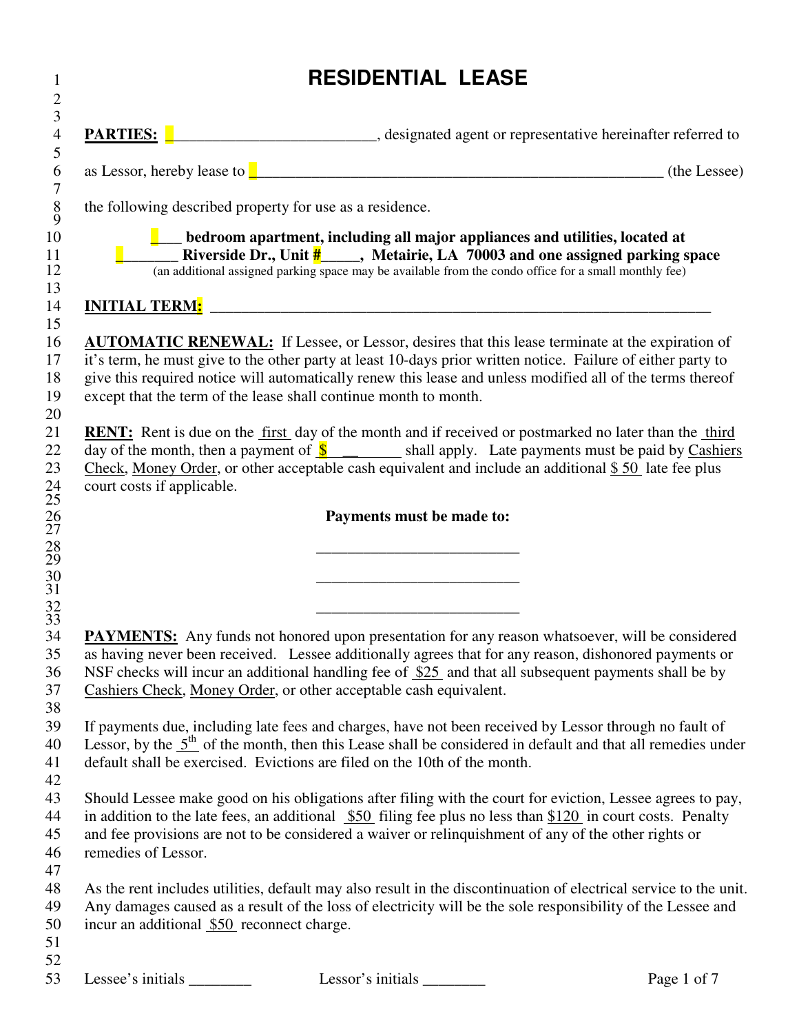# RESIDENTIAL LEASE

**PARTIES:** ___________________________, designated agent or representative hereinafter referred to as Lessor, hereby lease to _______________________________________________________ (the Lessee) the following described property for use as a residence.

**____ bedroom apartment, including all major appliances and utilities, located at ________ Riverside Dr., Unit #_____, Metairie, LA 70003 and one assigned parking space**
(an additional assigned parking space may be available from the condo office for a small monthly fee)

**INITIAL TERM:** ___________________________________________________________________

**AUTOMATIC RENEWAL:** If Lessee, or Lessor, desires that this lease terminate at the expiration of it's term, he must give to the other party at least 10-days prior written notice. Failure of either party to give this required notice will automatically renew this lease and unless modified all of the terms thereof except that the term of the lease shall continue month to month.

**RENT:** Rent is due on the first day of the month and if received or postmarked no later than the third day of the month, then a payment of $ __________ shall apply. Late payments must be paid by Cashiers Check, Money Order, or other acceptable cash equivalent and include an additional $ 50 late fee plus court costs if applicable.

**Payments must be made to:**

__________________________

__________________________

__________________________

**PAYMENTS:** Any funds not honored upon presentation for any reason whatsoever, will be considered as having never been received. Lessee additionally agrees that for any reason, dishonored payments or NSF checks will incur an additional handling fee of $25 and that all subsequent payments shall be by Cashiers Check, Money Order, or other acceptable cash equivalent.

If payments due, including late fees and charges, have not been received by Lessor through no fault of Lessor, by the 5th of the month, then this Lease shall be considered in default and that all remedies under default shall be exercised. Evictions are filed on the 10th of the month.

Should Lessee make good on his obligations after filing with the court for eviction, Lessee agrees to pay, in addition to the late fees, an additional $50 filing fee plus no less than $120 in court costs. Penalty and fee provisions are not to be considered a waiver or relinquishment of any of the other rights or remedies of Lessor.

As the rent includes utilities, default may also result in the discontinuation of electrical service to the unit. Any damages caused as a result of the loss of electricity will be the sole responsibility of the Lessee and incur an additional $50 reconnect charge.

Lessee's initials ________ Lessor's initials ________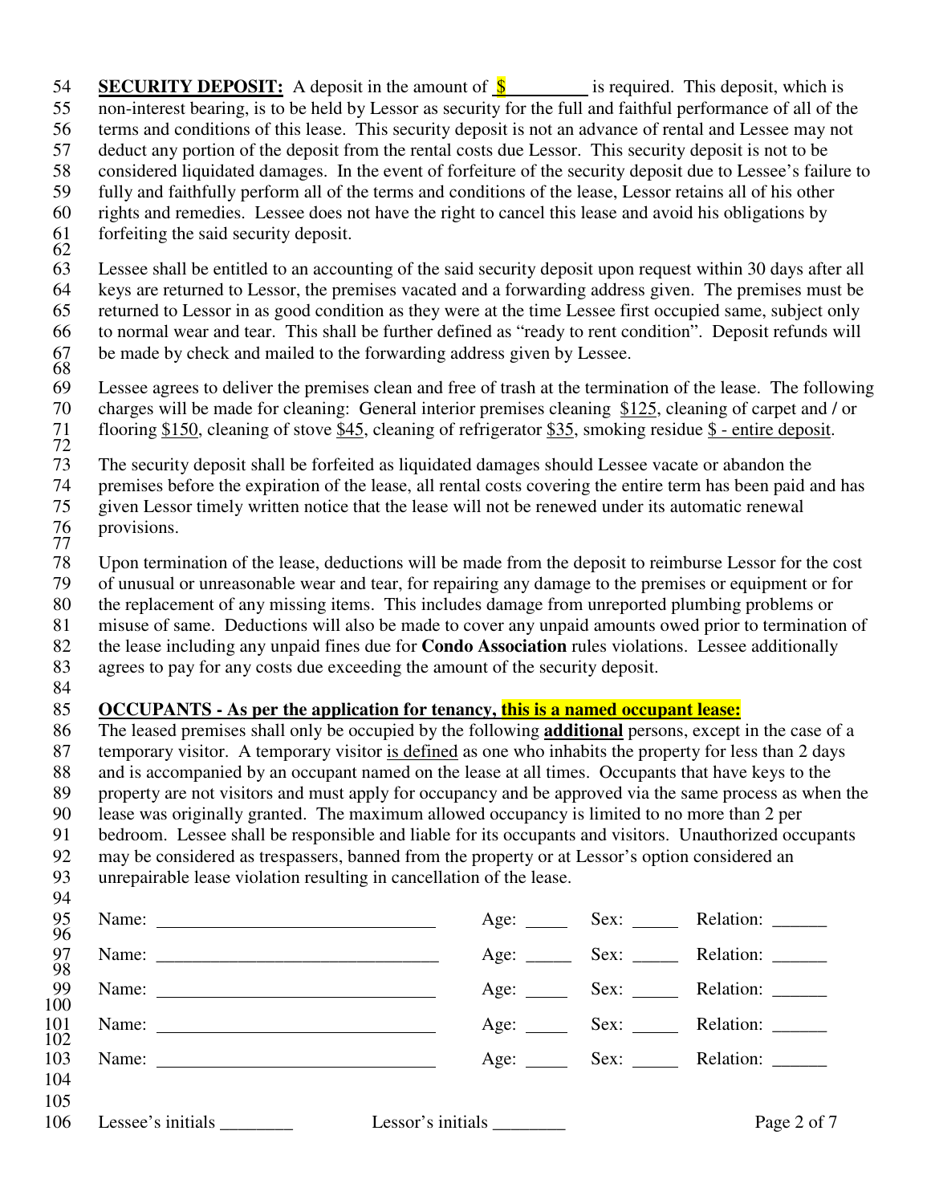**SECURITY DEPOSIT:** A deposit in the amount of $__________ is required. This deposit, which is non-interest bearing, is to be held by Lessor as security for the full and faithful performance of all of the terms and conditions of this lease. This security deposit is not an advance of rental and Lessee may not deduct any portion of the deposit from the rental costs due Lessor. This security deposit is not to be considered liquidated damages. In the event of forfeiture of the security deposit due to Lessee's failure to fully and faithfully perform all of the terms and conditions of the lease, Lessor retains all of his other rights and remedies. Lessee does not have the right to cancel this lease and avoid his obligations by forfeiting the said security deposit.

Lessee shall be entitled to an accounting of the said security deposit upon request within 30 days after all keys are returned to Lessor, the premises vacated and a forwarding address given. The premises must be returned to Lessor in as good condition as they were at the time Lessee first occupied same, subject only to normal wear and tear. This shall be further defined as "ready to rent condition". Deposit refunds will be made by check and mailed to the forwarding address given by Lessee.

Lessee agrees to deliver the premises clean and free of trash at the termination of the lease. The following charges will be made for cleaning: General interior premises cleaning $125, cleaning of carpet and / or flooring $150, cleaning of stove $45, cleaning of refrigerator $35, smoking residue $ - entire deposit.

The security deposit shall be forfeited as liquidated damages should Lessee vacate or abandon the premises before the expiration of the lease, all rental costs covering the entire term has been paid and has given Lessor timely written notice that the lease will not be renewed under its automatic renewal provisions.

Upon termination of the lease, deductions will be made from the deposit to reimburse Lessor for the cost of unusual or unreasonable wear and tear, for repairing any damage to the premises or equipment or for the replacement of any missing items. This includes damage from unreported plumbing problems or misuse of same. Deductions will also be made to cover any unpaid amounts owed prior to termination of the lease including any unpaid fines due for **Condo Association** rules violations. Lessee additionally agrees to pay for any costs due exceeding the amount of the security deposit.

**OCCUPANTS - As per the application for tenancy, this is a named occupant lease:**
The leased premises shall only be occupied by the following **additional** persons, except in the case of a temporary visitor. A temporary visitor is defined as one who inhabits the property for less than 2 days and is accompanied by an occupant named on the lease at all times. Occupants that have keys to the property are not visitors and must apply for occupancy and be approved via the same process as when the lease was originally granted. The maximum allowed occupancy is limited to no more than 2 per bedroom. Lessee shall be responsible and liable for its occupants and visitors. Unauthorized occupants may be considered as trespassers, banned from the property or at Lessor's option considered an unrepairable lease violation resulting in cancellation of the lease.

Name: ______________________________ Age: _____ Sex: _____ Relation: ______

Name: ______________________________ Age: _____ Sex: _____ Relation: ______

Name: ______________________________ Age: _____ Sex: _____ Relation: ______

Name: ______________________________ Age: _____ Sex: _____ Relation: ______

Name: ______________________________ Age: _____ Sex: _____ Relation: ______

Lessee's initials ________ Lessor's initials ________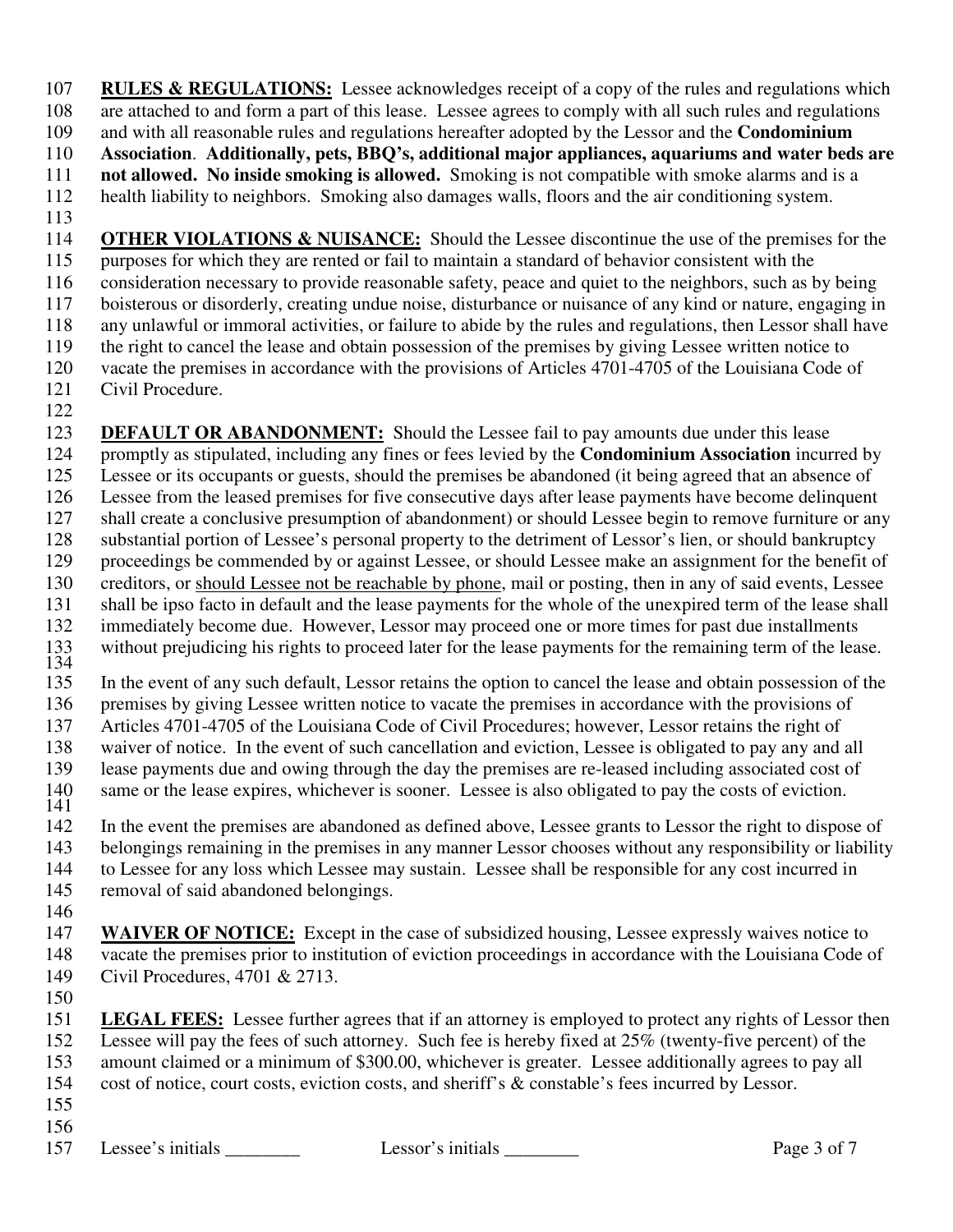**RULES & REGULATIONS:** Lessee acknowledges receipt of a copy of the rules and regulations which are attached to and form a part of this lease. Lessee agrees to comply with all such rules and regulations and with all reasonable rules and regulations hereafter adopted by the Lessor and the **Condominium Association**. **Additionally, pets, BBQ's, additional major appliances, aquariums and water beds are not allowed. No inside smoking is allowed.** Smoking is not compatible with smoke alarms and is a health liability to neighbors. Smoking also damages walls, floors and the air conditioning system.

**OTHER VIOLATIONS & NUISANCE:** Should the Lessee discontinue the use of the premises for the purposes for which they are rented or fail to maintain a standard of behavior consistent with the consideration necessary to provide reasonable safety, peace and quiet to the neighbors, such as by being boisterous or disorderly, creating undue noise, disturbance or nuisance of any kind or nature, engaging in any unlawful or immoral activities, or failure to abide by the rules and regulations, then Lessor shall have the right to cancel the lease and obtain possession of the premises by giving Lessee written notice to vacate the premises in accordance with the provisions of Articles 4701-4705 of the Louisiana Code of Civil Procedure.

**DEFAULT OR ABANDONMENT:** Should the Lessee fail to pay amounts due under this lease promptly as stipulated, including any fines or fees levied by the **Condominium Association** incurred by Lessee or its occupants or guests, should the premises be abandoned (it being agreed that an absence of Lessee from the leased premises for five consecutive days after lease payments have become delinquent shall create a conclusive presumption of abandonment) or should Lessee begin to remove furniture or any substantial portion of Lessee's personal property to the detriment of Lessor's lien, or should bankruptcy proceedings be commended by or against Lessee, or should Lessee make an assignment for the benefit of creditors, or <u>should Lessee not be reachable by phone</u>, mail or posting, then in any of said events, Lessee shall be ipso facto in default and the lease payments for the whole of the unexpired term of the lease shall immediately become due. However, Lessor may proceed one or more times for past due installments without prejudicing his rights to proceed later for the lease payments for the remaining term of the lease.

In the event of any such default, Lessor retains the option to cancel the lease and obtain possession of the premises by giving Lessee written notice to vacate the premises in accordance with the provisions of Articles 4701-4705 of the Louisiana Code of Civil Procedures; however, Lessor retains the right of waiver of notice. In the event of such cancellation and eviction, Lessee is obligated to pay any and all lease payments due and owing through the day the premises are re-leased including associated cost of same or the lease expires, whichever is sooner. Lessee is also obligated to pay the costs of eviction.

In the event the premises are abandoned as defined above, Lessee grants to Lessor the right to dispose of belongings remaining in the premises in any manner Lessor chooses without any responsibility or liability to Lessee for any loss which Lessee may sustain. Lessee shall be responsible for any cost incurred in removal of said abandoned belongings.

**WAIVER OF NOTICE:** Except in the case of subsidized housing, Lessee expressly waives notice to vacate the premises prior to institution of eviction proceedings in accordance with the Louisiana Code of Civil Procedures, 4701 & 2713.

**LEGAL FEES:** Lessee further agrees that if an attorney is employed to protect any rights of Lessor then Lessee will pay the fees of such attorney. Such fee is hereby fixed at 25% (twenty-five percent) of the amount claimed or a minimum of $300.00, whichever is greater. Lessee additionally agrees to pay all cost of notice, court costs, eviction costs, and sheriff's & constable's fees incurred by Lessor.

Lessee's initials ________ Lessor's initials ________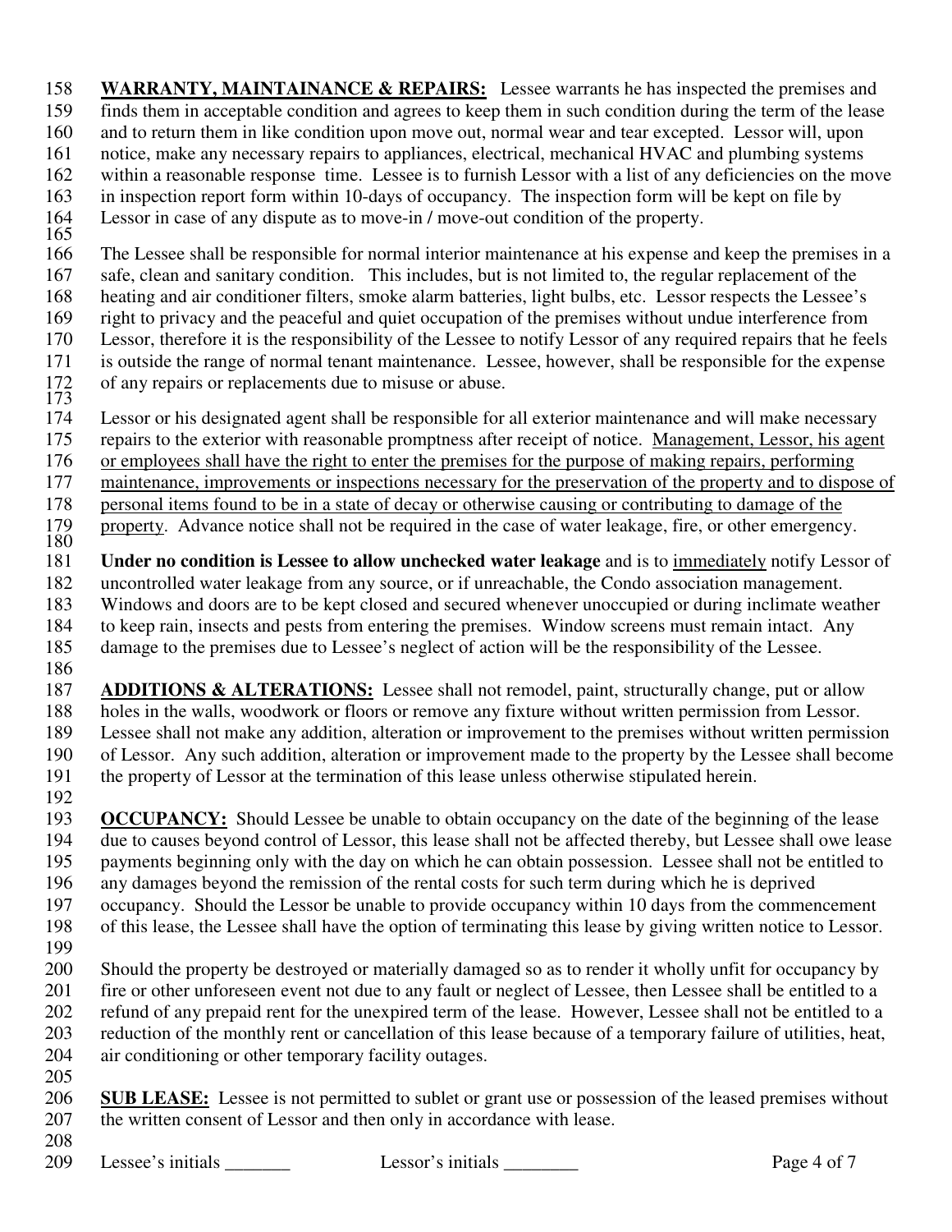**WARRANTY, MAINTAINANCE & REPAIRS:** Lessee warrants he has inspected the premises and finds them in acceptable condition and agrees to keep them in such condition during the term of the lease and to return them in like condition upon move out, normal wear and tear excepted. Lessor will, upon notice, make any necessary repairs to appliances, electrical, mechanical HVAC and plumbing systems within a reasonable response time. Lessee is to furnish Lessor with a list of any deficiencies on the move in inspection report form within 10-days of occupancy. The inspection form will be kept on file by Lessor in case of any dispute as to move-in / move-out condition of the property.

The Lessee shall be responsible for normal interior maintenance at his expense and keep the premises in a safe, clean and sanitary condition. This includes, but is not limited to, the regular replacement of the heating and air conditioner filters, smoke alarm batteries, light bulbs, etc. Lessor respects the Lessee's right to privacy and the peaceful and quiet occupation of the premises without undue interference from Lessor, therefore it is the responsibility of the Lessee to notify Lessor of any required repairs that he feels is outside the range of normal tenant maintenance. Lessee, however, shall be responsible for the expense of any repairs or replacements due to misuse or abuse.

Lessor or his designated agent shall be responsible for all exterior maintenance and will make necessary repairs to the exterior with reasonable promptness after receipt of notice. <u>Management, Lessor, his agent or employees shall have the right to enter the premises for the purpose of making repairs, performing maintenance, improvements or inspections necessary for the preservation of the property and to dispose of personal items found to be in a state of decay or otherwise causing or contributing to damage of the property</u>. Advance notice shall not be required in the case of water leakage, fire, or other emergency.

**Under no condition is Lessee to allow unchecked water leakage** and is to <u>immediately</u> notify Lessor of uncontrolled water leakage from any source, or if unreachable, the Condo association management. Windows and doors are to be kept closed and secured whenever unoccupied or during inclimate weather to keep rain, insects and pests from entering the premises. Window screens must remain intact. Any damage to the premises due to Lessee's neglect of action will be the responsibility of the Lessee.

**ADDITIONS & ALTERATIONS:** Lessee shall not remodel, paint, structurally change, put or allow holes in the walls, woodwork or floors or remove any fixture without written permission from Lessor. Lessee shall not make any addition, alteration or improvement to the premises without written permission of Lessor. Any such addition, alteration or improvement made to the property by the Lessee shall become the property of Lessor at the termination of this lease unless otherwise stipulated herein.

**OCCUPANCY:** Should Lessee be unable to obtain occupancy on the date of the beginning of the lease due to causes beyond control of Lessor, this lease shall not be affected thereby, but Lessee shall owe lease payments beginning only with the day on which he can obtain possession. Lessee shall not be entitled to any damages beyond the remission of the rental costs for such term during which he is deprived occupancy. Should the Lessor be unable to provide occupancy within 10 days from the commencement of this lease, the Lessee shall have the option of terminating this lease by giving written notice to Lessor.

Should the property be destroyed or materially damaged so as to render it wholly unfit for occupancy by fire or other unforeseen event not due to any fault or neglect of Lessee, then Lessee shall be entitled to a refund of any prepaid rent for the unexpired term of the lease. However, Lessee shall not be entitled to a reduction of the monthly rent or cancellation of this lease because of a temporary failure of utilities, heat, air conditioning or other temporary facility outages.

**SUB LEASE:** Lessee is not permitted to sublet or grant use or possession of the leased premises without the written consent of Lessor and then only in accordance with lease.

Lessee's initials _______ Lessor's initials ________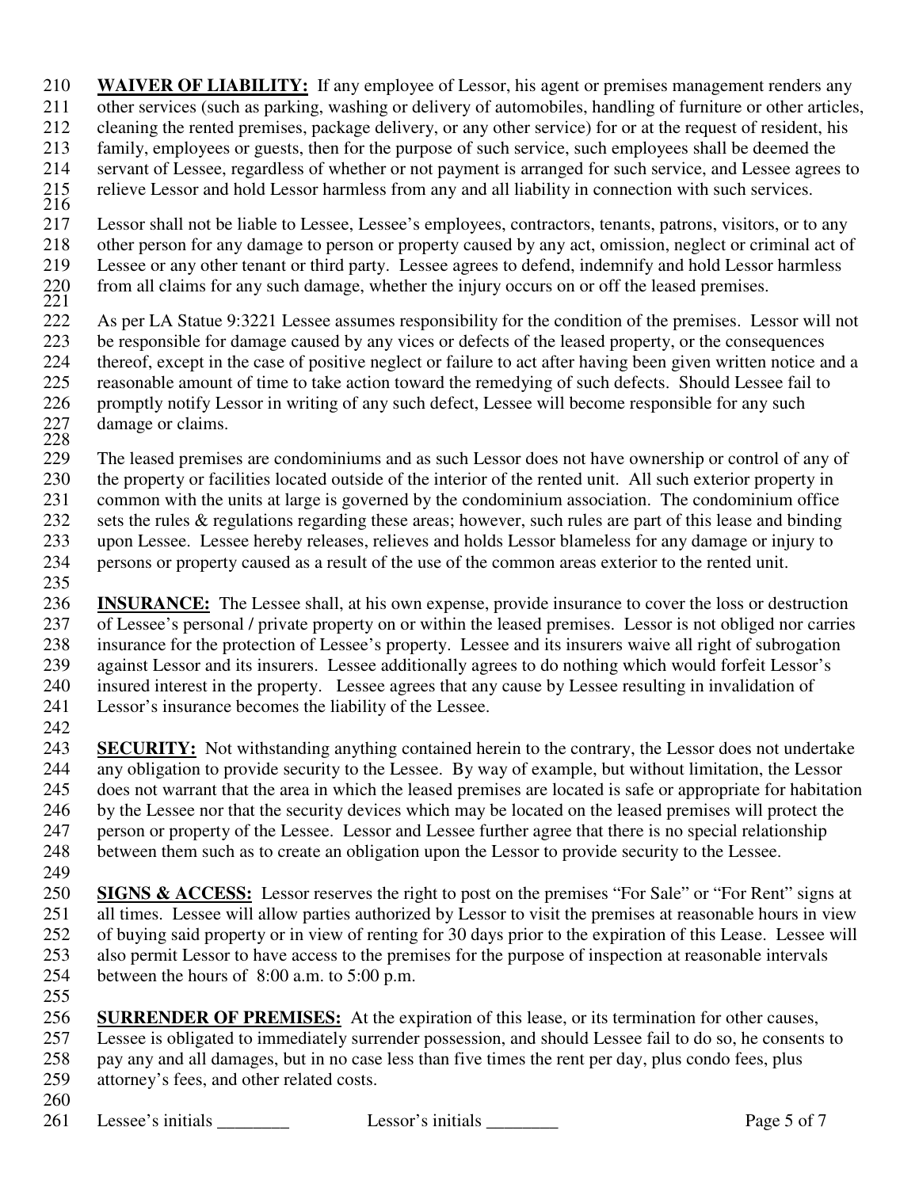**WAIVER OF LIABILITY:** If any employee of Lessor, his agent or premises management renders any other services (such as parking, washing or delivery of automobiles, handling of furniture or other articles, cleaning the rented premises, package delivery, or any other service) for or at the request of resident, his family, employees or guests, then for the purpose of such service, such employees shall be deemed the servant of Lessee, regardless of whether or not payment is arranged for such service, and Lessee agrees to relieve Lessor and hold Lessor harmless from any and all liability in connection with such services.

Lessor shall not be liable to Lessee, Lessee's employees, contractors, tenants, patrons, visitors, or to any other person for any damage to person or property caused by any act, omission, neglect or criminal act of Lessee or any other tenant or third party. Lessee agrees to defend, indemnify and hold Lessor harmless from all claims for any such damage, whether the injury occurs on or off the leased premises.

As per LA Statue 9:3221 Lessee assumes responsibility for the condition of the premises. Lessor will not be responsible for damage caused by any vices or defects of the leased property, or the consequences thereof, except in the case of positive neglect or failure to act after having been given written notice and a reasonable amount of time to take action toward the remedying of such defects. Should Lessee fail to promptly notify Lessor in writing of any such defect, Lessee will become responsible for any such damage or claims.

The leased premises are condominiums and as such Lessor does not have ownership or control of any of the property or facilities located outside of the interior of the rented unit. All such exterior property in common with the units at large is governed by the condominium association. The condominium office sets the rules & regulations regarding these areas; however, such rules are part of this lease and binding upon Lessee. Lessee hereby releases, relieves and holds Lessor blameless for any damage or injury to persons or property caused as a result of the use of the common areas exterior to the rented unit.

**INSURANCE:** The Lessee shall, at his own expense, provide insurance to cover the loss or destruction of Lessee's personal / private property on or within the leased premises. Lessor is not obliged nor carries insurance for the protection of Lessee's property. Lessee and its insurers waive all right of subrogation against Lessor and its insurers. Lessee additionally agrees to do nothing which would forfeit Lessor's insured interest in the property. Lessee agrees that any cause by Lessee resulting in invalidation of Lessor's insurance becomes the liability of the Lessee.

**SECURITY:** Not withstanding anything contained herein to the contrary, the Lessor does not undertake any obligation to provide security to the Lessee. By way of example, but without limitation, the Lessor does not warrant that the area in which the leased premises are located is safe or appropriate for habitation by the Lessee nor that the security devices which may be located on the leased premises will protect the person or property of the Lessee. Lessor and Lessee further agree that there is no special relationship between them such as to create an obligation upon the Lessor to provide security to the Lessee.

**SIGNS & ACCESS:** Lessor reserves the right to post on the premises "For Sale" or "For Rent" signs at all times. Lessee will allow parties authorized by Lessor to visit the premises at reasonable hours in view of buying said property or in view of renting for 30 days prior to the expiration of this Lease. Lessee will also permit Lessor to have access to the premises for the purpose of inspection at reasonable intervals between the hours of 8:00 a.m. to 5:00 p.m.

**SURRENDER OF PREMISES:** At the expiration of this lease, or its termination for other causes, Lessee is obligated to immediately surrender possession, and should Lessee fail to do so, he consents to pay any and all damages, but in no case less than five times the rent per day, plus condo fees, plus attorney's fees, and other related costs.

Lessee's initials ________ Lessor's initials ________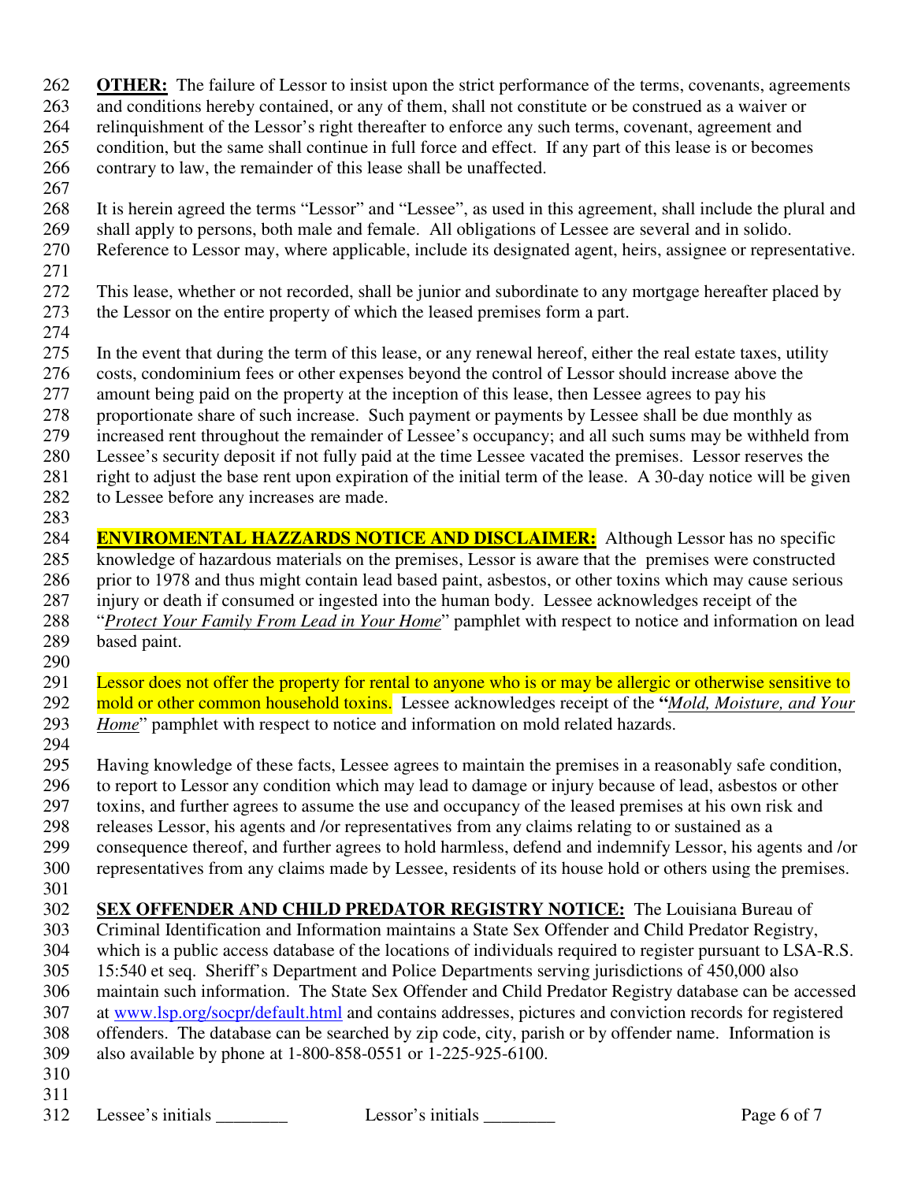**OTHER:** The failure of Lessor to insist upon the strict performance of the terms, covenants, agreements and conditions hereby contained, or any of them, shall not constitute or be construed as a waiver or relinquishment of the Lessor's right thereafter to enforce any such terms, covenant, agreement and condition, but the same shall continue in full force and effect. If any part of this lease is or becomes contrary to law, the remainder of this lease shall be unaffected.

It is herein agreed the terms "Lessor" and "Lessee", as used in this agreement, shall include the plural and shall apply to persons, both male and female. All obligations of Lessee are several and in solido. Reference to Lessor may, where applicable, include its designated agent, heirs, assignee or representative.

This lease, whether or not recorded, shall be junior and subordinate to any mortgage hereafter placed by the Lessor on the entire property of which the leased premises form a part.

In the event that during the term of this lease, or any renewal hereof, either the real estate taxes, utility costs, condominium fees or other expenses beyond the control of Lessor should increase above the amount being paid on the property at the inception of this lease, then Lessee agrees to pay his proportionate share of such increase. Such payment or payments by Lessee shall be due monthly as increased rent throughout the remainder of Lessee's occupancy; and all such sums may be withheld from Lessee's security deposit if not fully paid at the time Lessee vacated the premises. Lessor reserves the right to adjust the base rent upon expiration of the initial term of the lease. A 30-day notice will be given to Lessee before any increases are made.

**ENVIROMENTAL HAZZARDS NOTICE AND DISCLAIMER:** Although Lessor has no specific knowledge of hazardous materials on the premises, Lessor is aware that the premises were constructed prior to 1978 and thus might contain lead based paint, asbestos, or other toxins which may cause serious injury or death if consumed or ingested into the human body. Lessee acknowledges receipt of the "*Protect Your Family From Lead in Your Home*" pamphlet with respect to notice and information on lead based paint.

Lessor does not offer the property for rental to anyone who is or may be allergic or otherwise sensitive to mold or other common household toxins. Lessee acknowledges receipt of the "*Mold, Moisture, and Your Home*" pamphlet with respect to notice and information on mold related hazards.

Having knowledge of these facts, Lessee agrees to maintain the premises in a reasonably safe condition, to report to Lessor any condition which may lead to damage or injury because of lead, asbestos or other toxins, and further agrees to assume the use and occupancy of the leased premises at his own risk and releases Lessor, his agents and /or representatives from any claims relating to or sustained as a consequence thereof, and further agrees to hold harmless, defend and indemnify Lessor, his agents and /or representatives from any claims made by Lessee, residents of its house hold or others using the premises.

**SEX OFFENDER AND CHILD PREDATOR REGISTRY NOTICE:** The Louisiana Bureau of Criminal Identification and Information maintains a State Sex Offender and Child Predator Registry, which is a public access database of the locations of individuals required to register pursuant to LSA-R.S. 15:540 et seq. Sheriff's Department and Police Departments serving jurisdictions of 450,000 also maintain such information. The State Sex Offender and Child Predator Registry database can be accessed at www.lsp.org/socpr/default.html and contains addresses, pictures and conviction records for registered offenders. The database can be searched by zip code, city, parish or by offender name. Information is also available by phone at 1-800-858-0551 or 1-225-925-6100.

Lessee's initials ________ Lessor's initials ________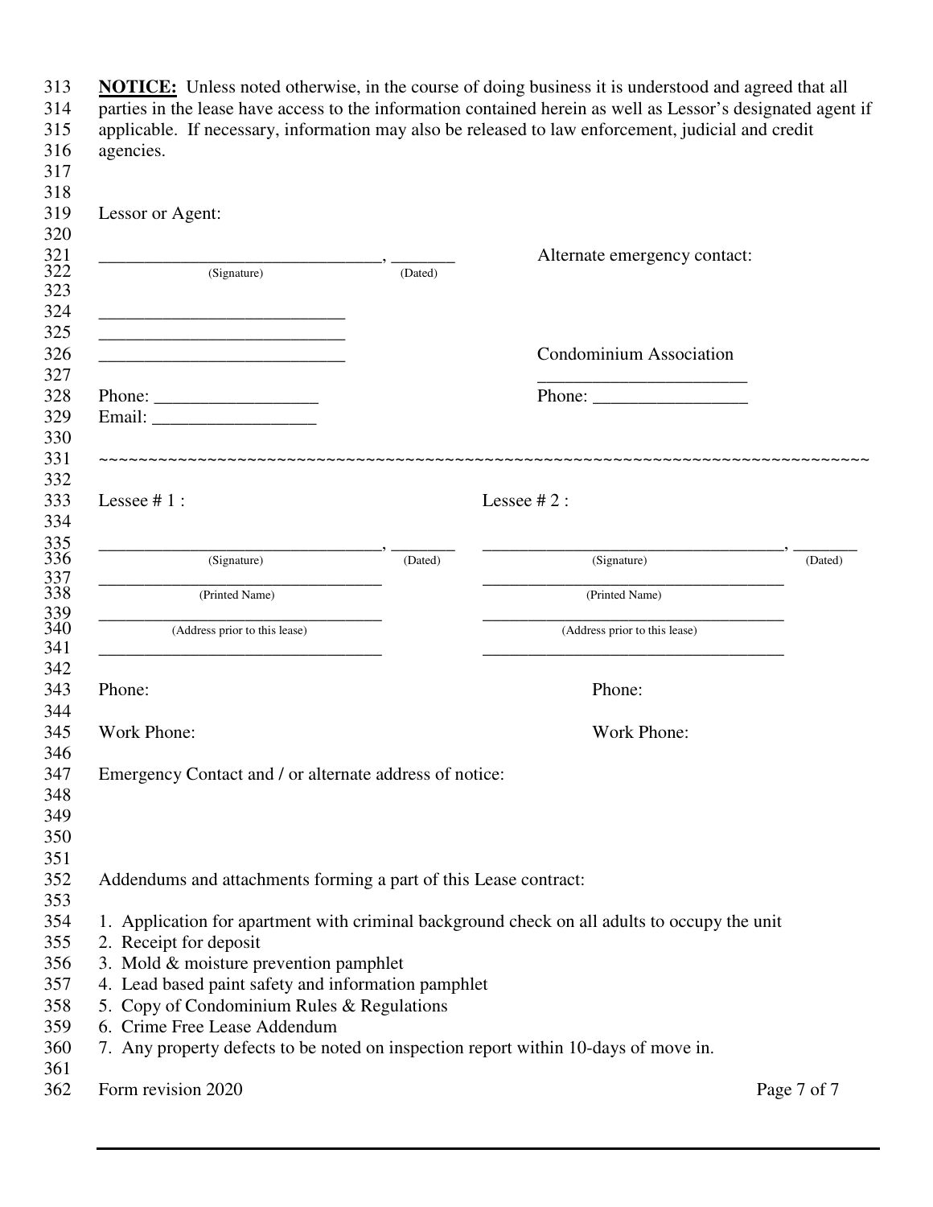**NOTICE:** Unless noted otherwise, in the course of doing business it is understood and agreed that all parties in the lease have access to the information contained herein as well as Lessor's designated agent if applicable. If necessary, information may also be released to law enforcement, judicial and credit agencies.

Lessor or Agent:

_______________________________, _______
(Signature) (Dated)

___________________________
___________________________
___________________________

Phone: __________________
Email: __________________

Alternate emergency contact:

Condominium Association
_______________________
Phone: _________________

~~~~~~~~~~~~~~~~~~~~~~~~~~~~~~~~~~~~~~~~~~~~~~~~~~~~~~~~~~~~~~~~~~~~~~~~~~~~~~~~~~~~~~~~

Lessee # 1 :

_______________________________, _______
(Signature) (Dated)

_______________________________
(Printed Name)

_______________________________
(Address prior to this lease)

_______________________________

Phone:

Work Phone:

Lessee # 2 :

_________________________________, _______
(Signature) (Dated)

_________________________________
(Printed Name)

_________________________________
(Address prior to this lease)

_________________________________

Phone:

Work Phone:

Emergency Contact and / or alternate address of notice:

Addendums and attachments forming a part of this Lease contract:

1. Application for apartment with criminal background check on all adults to occupy the unit
2. Receipt for deposit
3. Mold & moisture prevention pamphlet
4. Lead based paint safety and information pamphlet
5. Copy of Condominium Rules & Regulations
6. Crime Free Lease Addendum
7. Any property defects to be noted on inspection report within 10-days of move in.

Form revision 2020